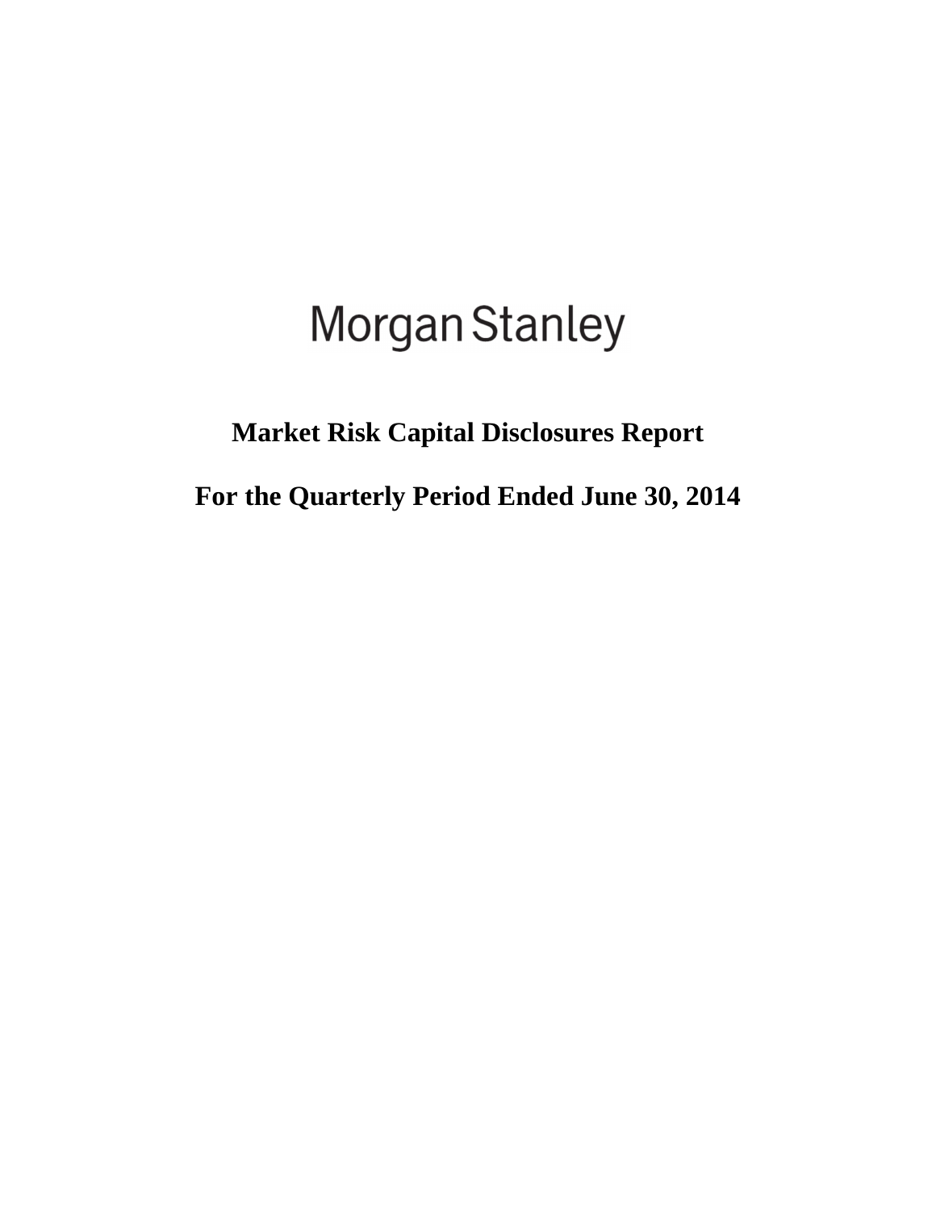# Morgan Stanley

## Market Risk Capital Disclosures Report

## For the Quarterly Period Ended June 30, 2014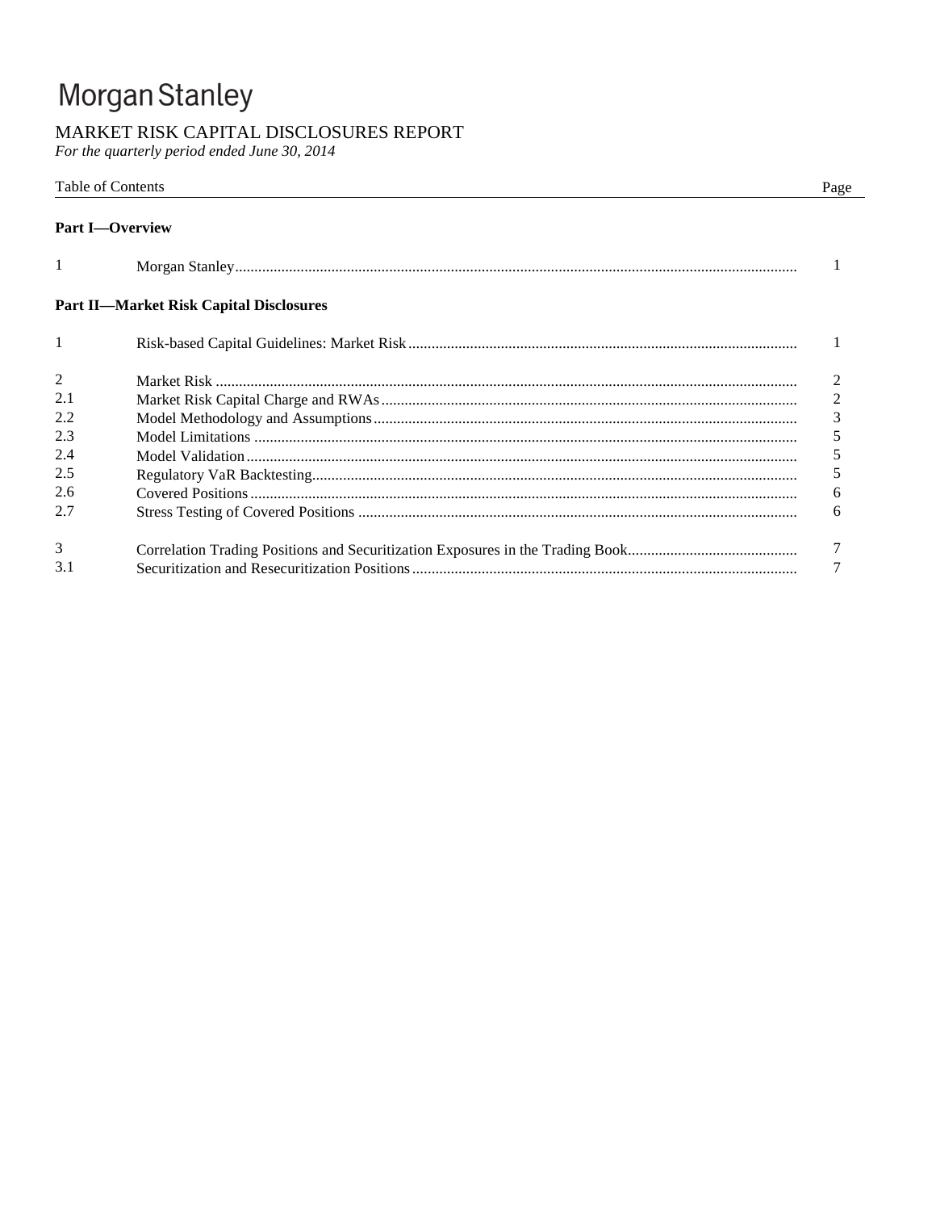# Morgan Stanley

## MARKET RISK CAPITAL DISCLOSURES REPORT

*For the quarterly period ended June 30, 2014*

| Table of Contents | | Page |
|---|---|---|
| **Part I—Overview** | | |
| 1 | Morgan Stanley | 1 |
| **Part II—Market Risk Capital Disclosures** | | |
| 1 | Risk-based Capital Guidelines: Market Risk | 1 |
| 2 | Market Risk | 2 |
| 2.1 | Market Risk Capital Charge and RWAs | 2 |
| 2.2 | Model Methodology and Assumptions | 3 |
| 2.3 | Model Limitations | 5 |
| 2.4 | Model Validation | 5 |
| 2.5 | Regulatory VaR Backtesting | 5 |
| 2.6 | Covered Positions | 6 |
| 2.7 | Stress Testing of Covered Positions | 6 |
| 3 | Correlation Trading Positions and Securitization Exposures in the Trading Book | 7 |
| 3.1 | Securitization and Resecuritization Positions | 7 |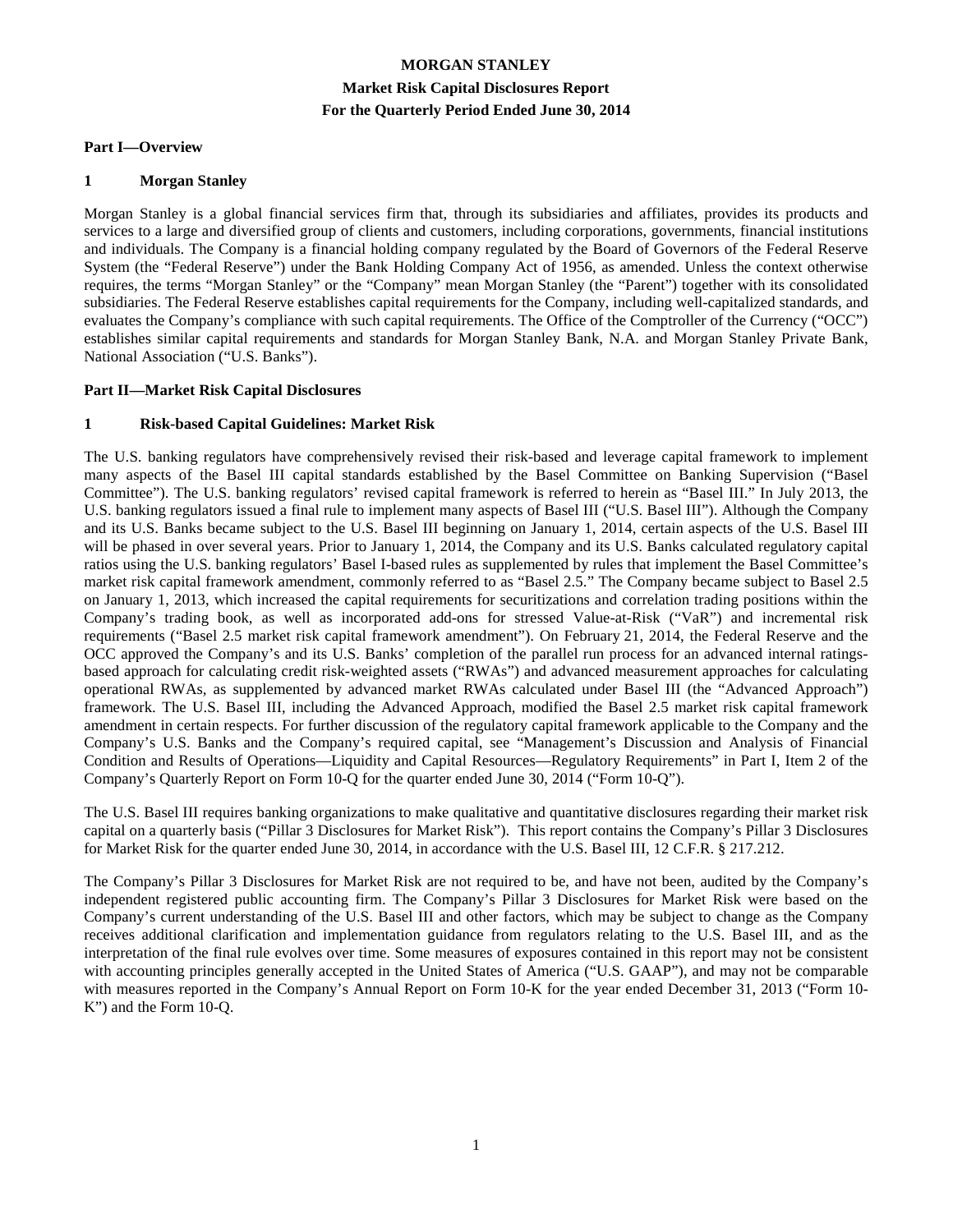# MORGAN STANLEY

## Market Risk Capital Disclosures Report

## For the Quarterly Period Ended June 30, 2014

**Part I—Overview**

**1 Morgan Stanley**

Morgan Stanley is a global financial services firm that, through its subsidiaries and affiliates, provides its products and services to a large and diversified group of clients and customers, including corporations, governments, financial institutions and individuals. The Company is a financial holding company regulated by the Board of Governors of the Federal Reserve System (the "Federal Reserve") under the Bank Holding Company Act of 1956, as amended. Unless the context otherwise requires, the terms "Morgan Stanley" or the "Company" mean Morgan Stanley (the "Parent") together with its consolidated subsidiaries. The Federal Reserve establishes capital requirements for the Company, including well-capitalized standards, and evaluates the Company's compliance with such capital requirements. The Office of the Comptroller of the Currency ("OCC") establishes similar capital requirements and standards for Morgan Stanley Bank, N.A. and Morgan Stanley Private Bank, National Association ("U.S. Banks").

**Part II—Market Risk Capital Disclosures**

**1 Risk-based Capital Guidelines: Market Risk**

The U.S. banking regulators have comprehensively revised their risk-based and leverage capital framework to implement many aspects of the Basel III capital standards established by the Basel Committee on Banking Supervision ("Basel Committee"). The U.S. banking regulators' revised capital framework is referred to herein as "Basel III." In July 2013, the U.S. banking regulators issued a final rule to implement many aspects of Basel III ("U.S. Basel III"). Although the Company and its U.S. Banks became subject to the U.S. Basel III beginning on January 1, 2014, certain aspects of the U.S. Basel III will be phased in over several years. Prior to January 1, 2014, the Company and its U.S. Banks calculated regulatory capital ratios using the U.S. banking regulators' Basel I-based rules as supplemented by rules that implement the Basel Committee's market risk capital framework amendment, commonly referred to as "Basel 2.5." The Company became subject to Basel 2.5 on January 1, 2013, which increased the capital requirements for securitizations and correlation trading positions within the Company's trading book, as well as incorporated add-ons for stressed Value-at-Risk ("VaR") and incremental risk requirements ("Basel 2.5 market risk capital framework amendment"). On February 21, 2014, the Federal Reserve and the OCC approved the Company's and its U.S. Banks' completion of the parallel run process for an advanced internal ratings-based approach for calculating credit risk-weighted assets ("RWAs") and advanced measurement approaches for calculating operational RWAs, as supplemented by advanced market RWAs calculated under Basel III (the "Advanced Approach") framework. The U.S. Basel III, including the Advanced Approach, modified the Basel 2.5 market risk capital framework amendment in certain respects. For further discussion of the regulatory capital framework applicable to the Company and the Company's U.S. Banks and the Company's required capital, see "Management's Discussion and Analysis of Financial Condition and Results of Operations—Liquidity and Capital Resources—Regulatory Requirements" in Part I, Item 2 of the Company's Quarterly Report on Form 10-Q for the quarter ended June 30, 2014 ("Form 10-Q").

The U.S. Basel III requires banking organizations to make qualitative and quantitative disclosures regarding their market risk capital on a quarterly basis ("Pillar 3 Disclosures for Market Risk"). This report contains the Company's Pillar 3 Disclosures for Market Risk for the quarter ended June 30, 2014, in accordance with the U.S. Basel III, 12 C.F.R. § 217.212.

The Company's Pillar 3 Disclosures for Market Risk are not required to be, and have not been, audited by the Company's independent registered public accounting firm. The Company's Pillar 3 Disclosures for Market Risk were based on the Company's current understanding of the U.S. Basel III and other factors, which may be subject to change as the Company receives additional clarification and implementation guidance from regulators relating to the U.S. Basel III, and as the interpretation of the final rule evolves over time. Some measures of exposures contained in this report may not be consistent with accounting principles generally accepted in the United States of America ("U.S. GAAP"), and may not be comparable with measures reported in the Company's Annual Report on Form 10-K for the year ended December 31, 2013 ("Form 10-K") and the Form 10-Q.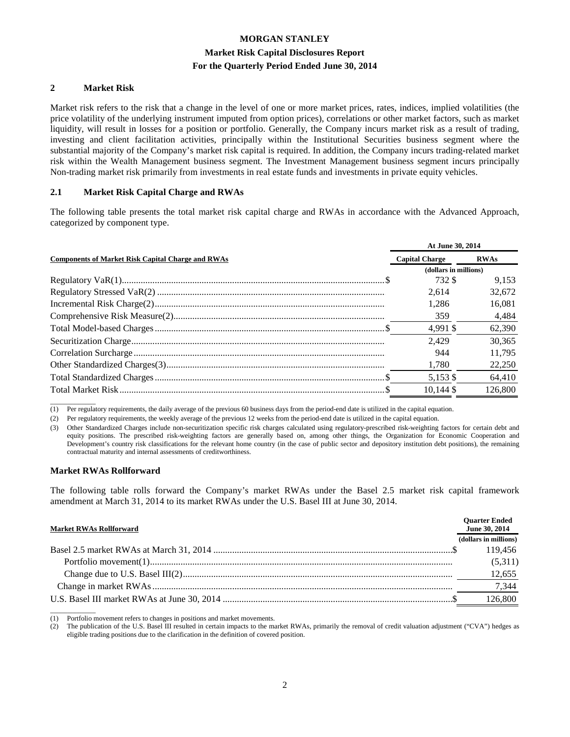## 2 Market Risk

Market risk refers to the risk that a change in the level of one or more market prices, rates, indices, implied volatilities (the price volatility of the underlying instrument imputed from option prices), correlations or other market factors, such as market liquidity, will result in losses for a position or portfolio. Generally, the Company incurs market risk as a result of trading, investing and client facilitation activities, principally within the Institutional Securities business segment where the substantial majority of the Company's market risk capital is required. In addition, the Company incurs trading-related market risk within the Wealth Management business segment. The Investment Management business segment incurs principally Non-trading market risk primarily from investments in real estate funds and investments in private equity vehicles.

### 2.1 Market Risk Capital Charge and RWAs

The following table presents the total market risk capital charge and RWAs in accordance with the Advanced Approach, categorized by component type.

| Components of Market Risk Capital Charge and RWAs | At June 30, 2014 | |
|---|---|---|
| | Capital Charge | RWAs |
| | (dollars in millions) | |
| Regulatory VaR(1) | $ 732 | $ 9,153 |
| Regulatory Stressed VaR(2) | 2,614 | 32,672 |
| Incremental Risk Charge(2) | 1,286 | 16,081 |
| Comprehensive Risk Measure(2) | 359 | 4,484 |
| Total Model-based Charges | $ 4,991 | $ 62,390 |
| Securitization Charge | 2,429 | 30,365 |
| Correlation Surcharge | 944 | 11,795 |
| Other Standardized Charges(3) | 1,780 | 22,250 |
| Total Standardized Charges | $ 5,153 | $ 64,410 |
| Total Market Risk | $ 10,144 | $ 126,800 |

(1) Per regulatory requirements, the daily average of the previous 60 business days from the period-end date is utilized in the capital equation.

(2) Per regulatory requirements, the weekly average of the previous 12 weeks from the period-end date is utilized in the capital equation.

(3) Other Standardized Charges include non-securitization specific risk charges calculated using regulatory-prescribed risk-weighting factors for certain debt and equity positions. The prescribed risk-weighting factors are generally based on, among other things, the Organization for Economic Cooperation and Development's country risk classifications for the relevant home country (in the case of public sector and depository institution debt positions), the remaining contractual maturity and internal assessments of creditworthiness.

### Market RWAs Rollforward

The following table rolls forward the Company's market RWAs under the Basel 2.5 market risk capital framework amendment at March 31, 2014 to its market RWAs under the U.S. Basel III at June 30, 2014.

| Market RWAs Rollforward | Quarter Ended June 30, 2014 |
|---|---|
| | (dollars in millions) |
| Basel 2.5 market RWAs at March 31, 2014 | $ 119,456 |
| Portfolio movement(1) | (5,311) |
| Change due to U.S. Basel III(2) | 12,655 |
| Change in market RWAs | 7,344 |
| U.S. Basel III market RWAs at June 30, 2014 | $ 126,800 |

(1) Portfolio movement refers to changes in positions and market movements.

(2) The publication of the U.S. Basel III resulted in certain impacts to the market RWAs, primarily the removal of credit valuation adjustment ("CVA") hedges as eligible trading positions due to the clarification in the definition of covered position.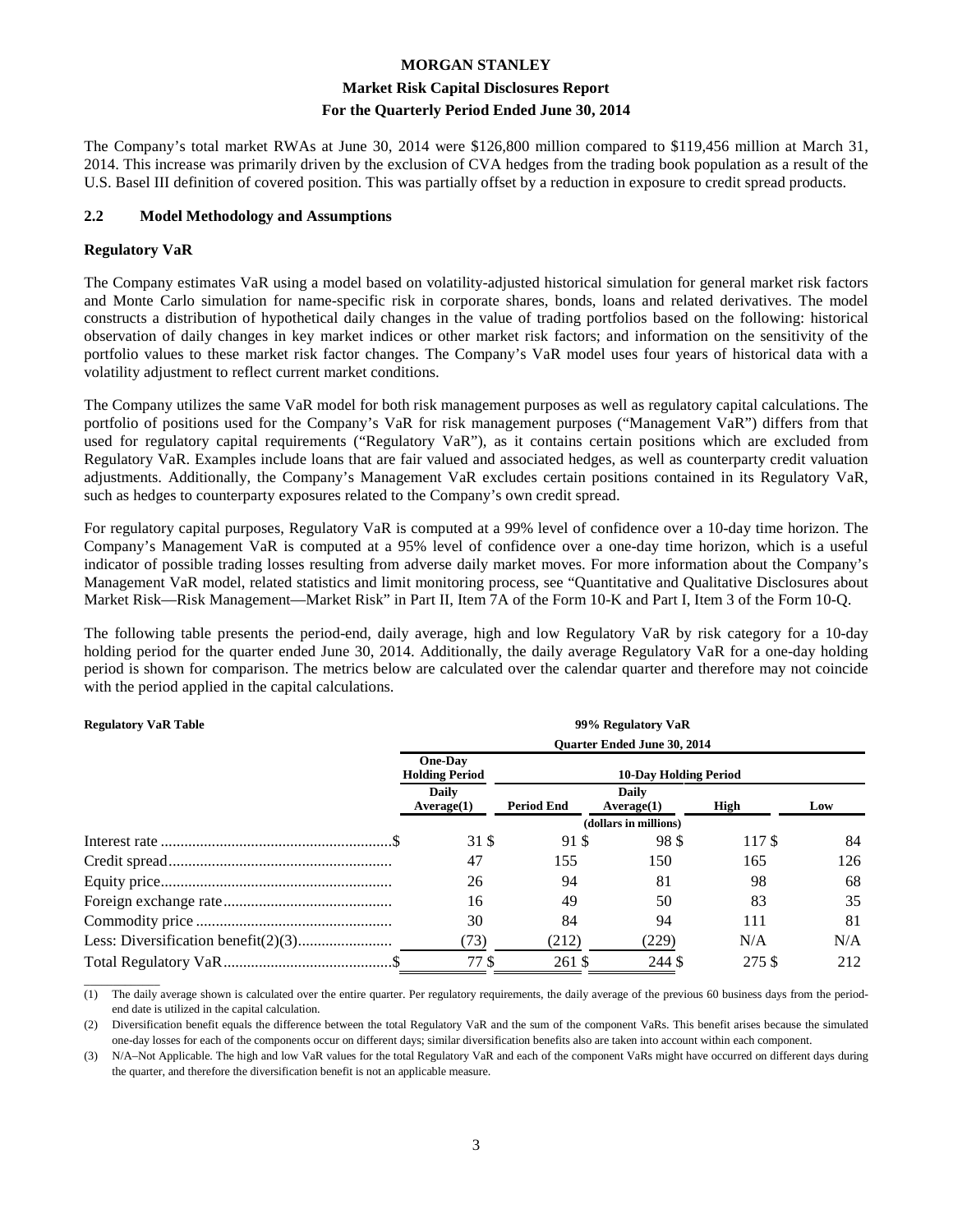The Company's total market RWAs at June 30, 2014 were $126,800 million compared to $119,456 million at March 31, 2014. This increase was primarily driven by the exclusion of CVA hedges from the trading book population as a result of the U.S. Basel III definition of covered position. This was partially offset by a reduction in exposure to credit spread products.

## 2.2 Model Methodology and Assumptions

### Regulatory VaR

The Company estimates VaR using a model based on volatility-adjusted historical simulation for general market risk factors and Monte Carlo simulation for name-specific risk in corporate shares, bonds, loans and related derivatives. The model constructs a distribution of hypothetical daily changes in the value of trading portfolios based on the following: historical observation of daily changes in key market indices or other market risk factors; and information on the sensitivity of the portfolio values to these market risk factor changes. The Company's VaR model uses four years of historical data with a volatility adjustment to reflect current market conditions.

The Company utilizes the same VaR model for both risk management purposes as well as regulatory capital calculations. The portfolio of positions used for the Company's VaR for risk management purposes ("Management VaR") differs from that used for regulatory capital requirements ("Regulatory VaR"), as it contains certain positions which are excluded from Regulatory VaR. Examples include loans that are fair valued and associated hedges, as well as counterparty credit valuation adjustments. Additionally, the Company's Management VaR excludes certain positions contained in its Regulatory VaR, such as hedges to counterparty exposures related to the Company's own credit spread.

For regulatory capital purposes, Regulatory VaR is computed at a 99% level of confidence over a 10-day time horizon. The Company's Management VaR is computed at a 95% level of confidence over a one-day time horizon, which is a useful indicator of possible trading losses resulting from adverse daily market moves. For more information about the Company's Management VaR model, related statistics and limit monitoring process, see "Quantitative and Qualitative Disclosures about Market Risk—Risk Management—Market Risk" in Part II, Item 7A of the Form 10-K and Part I, Item 3 of the Form 10-Q.

The following table presents the period-end, daily average, high and low Regulatory VaR by risk category for a 10-day holding period for the quarter ended June 30, 2014. Additionally, the daily average Regulatory VaR for a one-day holding period is shown for comparison. The metrics below are calculated over the calendar quarter and therefore may not coincide with the period applied in the capital calculations.

**Regulatory VaR Table**

| | 99% Regulatory VaR | | | | |
|---|---|---|---|---|---|
| | Quarter Ended June 30, 2014 | | | | |
| | One-Day Holding Period | 10-Day Holding Period | | | |
| | Daily Average(1) | Period End | Daily Average(1) | High | Low |
| | (dollars in millions) | | | | |
| Interest rate | $ 31 | $ 91 | $ 98 | $ 117 | $ 84 |
| Credit spread | 47 | 155 | 150 | 165 | 126 |
| Equity price | 26 | 94 | 81 | 98 | 68 |
| Foreign exchange rate | 16 | 49 | 50 | 83 | 35 |
| Commodity price | 30 | 84 | 94 | 111 | 81 |
| Less: Diversification benefit(2)(3) | (73) | (212) | (229) | N/A | N/A |
| Total Regulatory VaR | $ 77 | $ 261 | $ 244 | $ 275 | $ 212 |

(1) The daily average shown is calculated over the entire quarter. Per regulatory requirements, the daily average of the previous 60 business days from the period-end date is utilized in the capital calculation.

(2) Diversification benefit equals the difference between the total Regulatory VaR and the sum of the component VaRs. This benefit arises because the simulated one-day losses for each of the components occur on different days; similar diversification benefits also are taken into account within each component.

(3) N/A–Not Applicable. The high and low VaR values for the total Regulatory VaR and each of the component VaRs might have occurred on different days during the quarter, and therefore the diversification benefit is not an applicable measure.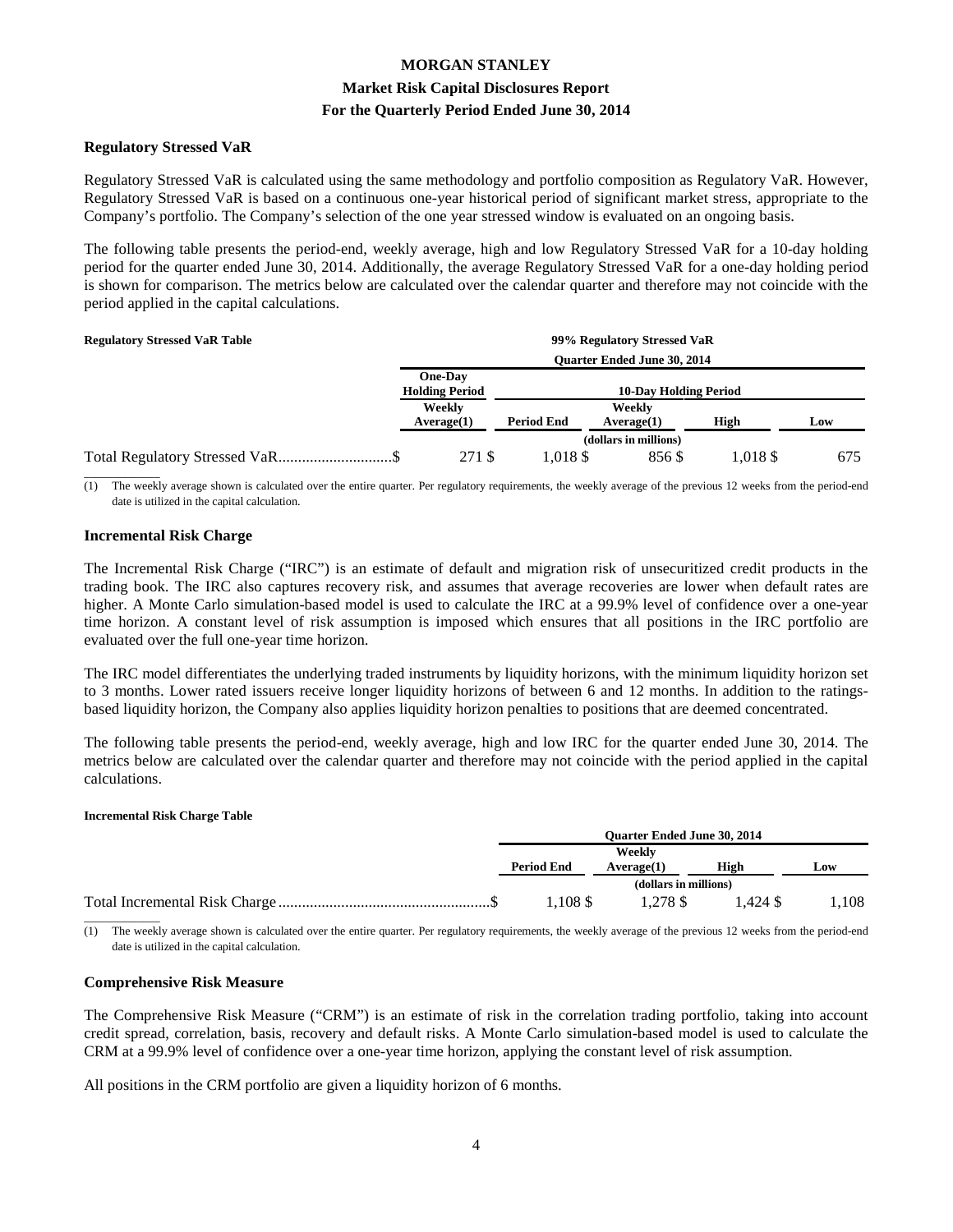### Regulatory Stressed VaR

Regulatory Stressed VaR is calculated using the same methodology and portfolio composition as Regulatory VaR. However, Regulatory Stressed VaR is based on a continuous one-year historical period of significant market stress, appropriate to the Company's portfolio. The Company's selection of the one year stressed window is evaluated on an ongoing basis.

The following table presents the period-end, weekly average, high and low Regulatory Stressed VaR for a 10-day holding period for the quarter ended June 30, 2014. Additionally, the average Regulatory Stressed VaR for a one-day holding period is shown for comparison. The metrics below are calculated over the calendar quarter and therefore may not coincide with the period applied in the capital calculations.

**Regulatory Stressed VaR Table**

| | 99% Regulatory Stressed VaR Quarter Ended June 30, 2014 | | | | |
|---|---|---|---|---|---|
| | One-Day Holding Period | 10-Day Holding Period | | | |
| | Weekly Average(1) | Period End | Weekly Average(1) | High | Low |
| | (dollars in millions) | | | | |
| Total Regulatory Stressed VaR | $ 271 | $ 1,018 | $ 856 | $ 1,018 | $ 675 |

(1) The weekly average shown is calculated over the entire quarter. Per regulatory requirements, the weekly average of the previous 12 weeks from the period-end date is utilized in the capital calculation.

### Incremental Risk Charge

The Incremental Risk Charge ("IRC") is an estimate of default and migration risk of unsecuritized credit products in the trading book. The IRC also captures recovery risk, and assumes that average recoveries are lower when default rates are higher. A Monte Carlo simulation-based model is used to calculate the IRC at a 99.9% level of confidence over a one-year time horizon. A constant level of risk assumption is imposed which ensures that all positions in the IRC portfolio are evaluated over the full one-year time horizon.

The IRC model differentiates the underlying traded instruments by liquidity horizons, with the minimum liquidity horizon set to 3 months. Lower rated issuers receive longer liquidity horizons of between 6 and 12 months. In addition to the ratings-based liquidity horizon, the Company also applies liquidity horizon penalties to positions that are deemed concentrated.

The following table presents the period-end, weekly average, high and low IRC for the quarter ended June 30, 2014. The metrics below are calculated over the calendar quarter and therefore may not coincide with the period applied in the capital calculations.

**Incremental Risk Charge Table**

| | Quarter Ended June 30, 2014 | | | |
|---|---|---|---|---|
| | Period End | Weekly Average(1) | High | Low |
| | (dollars in millions) | | | |
| Total Incremental Risk Charge | $ 1,108 | $ 1,278 | $ 1,424 | $ 1,108 |

(1) The weekly average shown is calculated over the entire quarter. Per regulatory requirements, the weekly average of the previous 12 weeks from the period-end date is utilized in the capital calculation.

### Comprehensive Risk Measure

The Comprehensive Risk Measure ("CRM") is an estimate of risk in the correlation trading portfolio, taking into account credit spread, correlation, basis, recovery and default risks. A Monte Carlo simulation-based model is used to calculate the CRM at a 99.9% level of confidence over a one-year time horizon, applying the constant level of risk assumption.

All positions in the CRM portfolio are given a liquidity horizon of 6 months.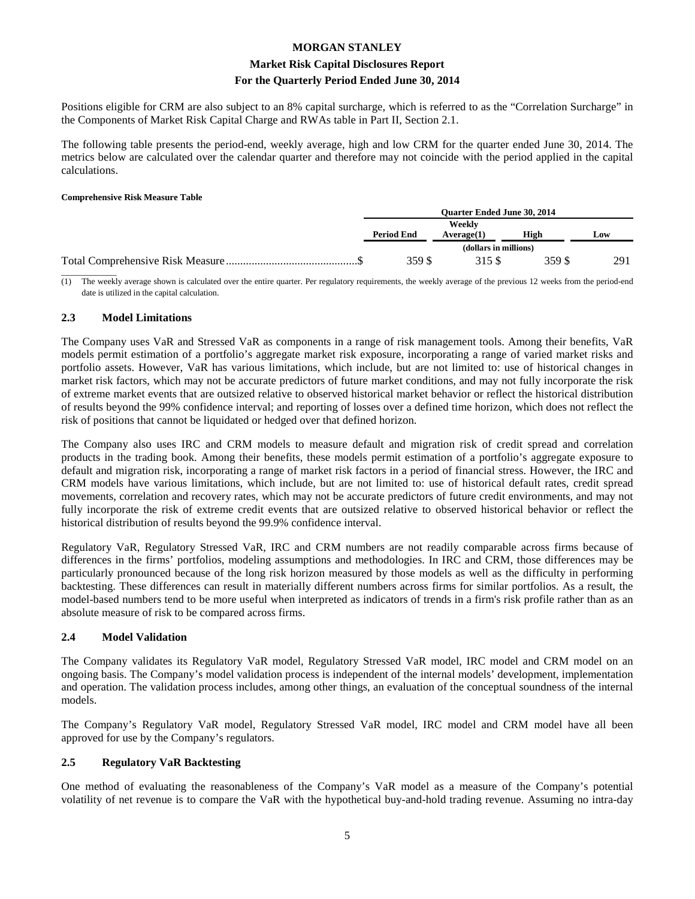Positions eligible for CRM are also subject to an 8% capital surcharge, which is referred to as the "Correlation Surcharge" in the Components of Market Risk Capital Charge and RWAs table in Part II, Section 2.1.

The following table presents the period-end, weekly average, high and low CRM for the quarter ended June 30, 2014. The metrics below are calculated over the calendar quarter and therefore may not coincide with the period applied in the capital calculations.

**Comprehensive Risk Measure Table**

| | Quarter Ended June 30, 2014 | | | |
|---|---|---|---|---|
| | Period End | Weekly Average(1) | High | Low |
| | (dollars in millions) | | | |
| Total Comprehensive Risk Measure | $ 359 | $ 315 | $ 359 | $ 291 |

(1) The weekly average shown is calculated over the entire quarter. Per regulatory requirements, the weekly average of the previous 12 weeks from the period-end date is utilized in the capital calculation.

## 2.3 Model Limitations

The Company uses VaR and Stressed VaR as components in a range of risk management tools. Among their benefits, VaR models permit estimation of a portfolio's aggregate market risk exposure, incorporating a range of varied market risks and portfolio assets. However, VaR has various limitations, which include, but are not limited to: use of historical changes in market risk factors, which may not be accurate predictors of future market conditions, and may not fully incorporate the risk of extreme market events that are outsized relative to observed historical market behavior or reflect the historical distribution of results beyond the 99% confidence interval; and reporting of losses over a defined time horizon, which does not reflect the risk of positions that cannot be liquidated or hedged over that defined horizon.

The Company also uses IRC and CRM models to measure default and migration risk of credit spread and correlation products in the trading book. Among their benefits, these models permit estimation of a portfolio's aggregate exposure to default and migration risk, incorporating a range of market risk factors in a period of financial stress. However, the IRC and CRM models have various limitations, which include, but are not limited to: use of historical default rates, credit spread movements, correlation and recovery rates, which may not be accurate predictors of future credit environments, and may not fully incorporate the risk of extreme credit events that are outsized relative to observed historical behavior or reflect the historical distribution of results beyond the 99.9% confidence interval.

Regulatory VaR, Regulatory Stressed VaR, IRC and CRM numbers are not readily comparable across firms because of differences in the firms' portfolios, modeling assumptions and methodologies. In IRC and CRM, those differences may be particularly pronounced because of the long risk horizon measured by those models as well as the difficulty in performing backtesting. These differences can result in materially different numbers across firms for similar portfolios. As a result, the model-based numbers tend to be more useful when interpreted as indicators of trends in a firm's risk profile rather than as an absolute measure of risk to be compared across firms.

## 2.4 Model Validation

The Company validates its Regulatory VaR model, Regulatory Stressed VaR model, IRC model and CRM model on an ongoing basis. The Company's model validation process is independent of the internal models' development, implementation and operation. The validation process includes, among other things, an evaluation of the conceptual soundness of the internal models.

The Company's Regulatory VaR model, Regulatory Stressed VaR model, IRC model and CRM model have all been approved for use by the Company's regulators.

## 2.5 Regulatory VaR Backtesting

One method of evaluating the reasonableness of the Company's VaR model as a measure of the Company's potential volatility of net revenue is to compare the VaR with the hypothetical buy-and-hold trading revenue. Assuming no intra-day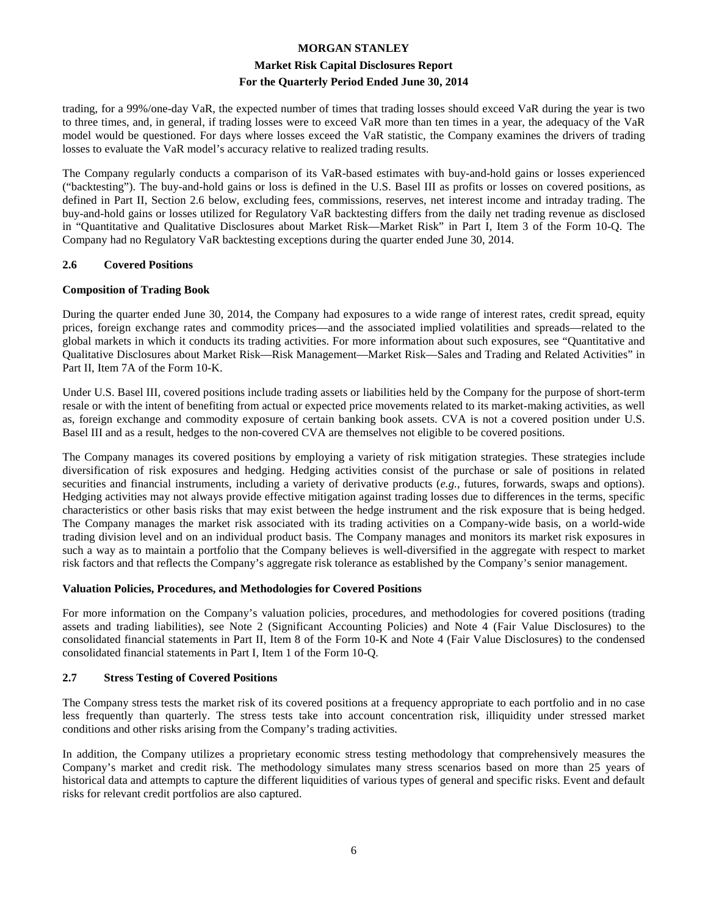trading, for a 99%/one-day VaR, the expected number of times that trading losses should exceed VaR during the year is two to three times, and, in general, if trading losses were to exceed VaR more than ten times in a year, the adequacy of the VaR model would be questioned. For days where losses exceed the VaR statistic, the Company examines the drivers of trading losses to evaluate the VaR model's accuracy relative to realized trading results.

The Company regularly conducts a comparison of its VaR-based estimates with buy-and-hold gains or losses experienced ("backtesting"). The buy-and-hold gains or loss is defined in the U.S. Basel III as profits or losses on covered positions, as defined in Part II, Section 2.6 below, excluding fees, commissions, reserves, net interest income and intraday trading. The buy-and-hold gains or losses utilized for Regulatory VaR backtesting differs from the daily net trading revenue as disclosed in "Quantitative and Qualitative Disclosures about Market Risk—Market Risk" in Part I, Item 3 of the Form 10-Q. The Company had no Regulatory VaR backtesting exceptions during the quarter ended June 30, 2014.

## 2.6 Covered Positions

**Composition of Trading Book**

During the quarter ended June 30, 2014, the Company had exposures to a wide range of interest rates, credit spread, equity prices, foreign exchange rates and commodity prices—and the associated implied volatilities and spreads—related to the global markets in which it conducts its trading activities. For more information about such exposures, see "Quantitative and Qualitative Disclosures about Market Risk—Risk Management—Market Risk—Sales and Trading and Related Activities" in Part II, Item 7A of the Form 10-K.

Under U.S. Basel III, covered positions include trading assets or liabilities held by the Company for the purpose of short-term resale or with the intent of benefiting from actual or expected price movements related to its market-making activities, as well as, foreign exchange and commodity exposure of certain banking book assets. CVA is not a covered position under U.S. Basel III and as a result, hedges to the non-covered CVA are themselves not eligible to be covered positions.

The Company manages its covered positions by employing a variety of risk mitigation strategies. These strategies include diversification of risk exposures and hedging. Hedging activities consist of the purchase or sale of positions in related securities and financial instruments, including a variety of derivative products (*e.g.*, futures, forwards, swaps and options). Hedging activities may not always provide effective mitigation against trading losses due to differences in the terms, specific characteristics or other basis risks that may exist between the hedge instrument and the risk exposure that is being hedged. The Company manages the market risk associated with its trading activities on a Company-wide basis, on a world-wide trading division level and on an individual product basis. The Company manages and monitors its market risk exposures in such a way as to maintain a portfolio that the Company believes is well-diversified in the aggregate with respect to market risk factors and that reflects the Company's aggregate risk tolerance as established by the Company's senior management.

**Valuation Policies, Procedures, and Methodologies for Covered Positions**

For more information on the Company's valuation policies, procedures, and methodologies for covered positions (trading assets and trading liabilities), see Note 2 (Significant Accounting Policies) and Note 4 (Fair Value Disclosures) to the consolidated financial statements in Part II, Item 8 of the Form 10-K and Note 4 (Fair Value Disclosures) to the condensed consolidated financial statements in Part I, Item 1 of the Form 10-Q.

## 2.7 Stress Testing of Covered Positions

The Company stress tests the market risk of its covered positions at a frequency appropriate to each portfolio and in no case less frequently than quarterly. The stress tests take into account concentration risk, illiquidity under stressed market conditions and other risks arising from the Company's trading activities.

In addition, the Company utilizes a proprietary economic stress testing methodology that comprehensively measures the Company's market and credit risk. The methodology simulates many stress scenarios based on more than 25 years of historical data and attempts to capture the different liquidities of various types of general and specific risks. Event and default risks for relevant credit portfolios are also captured.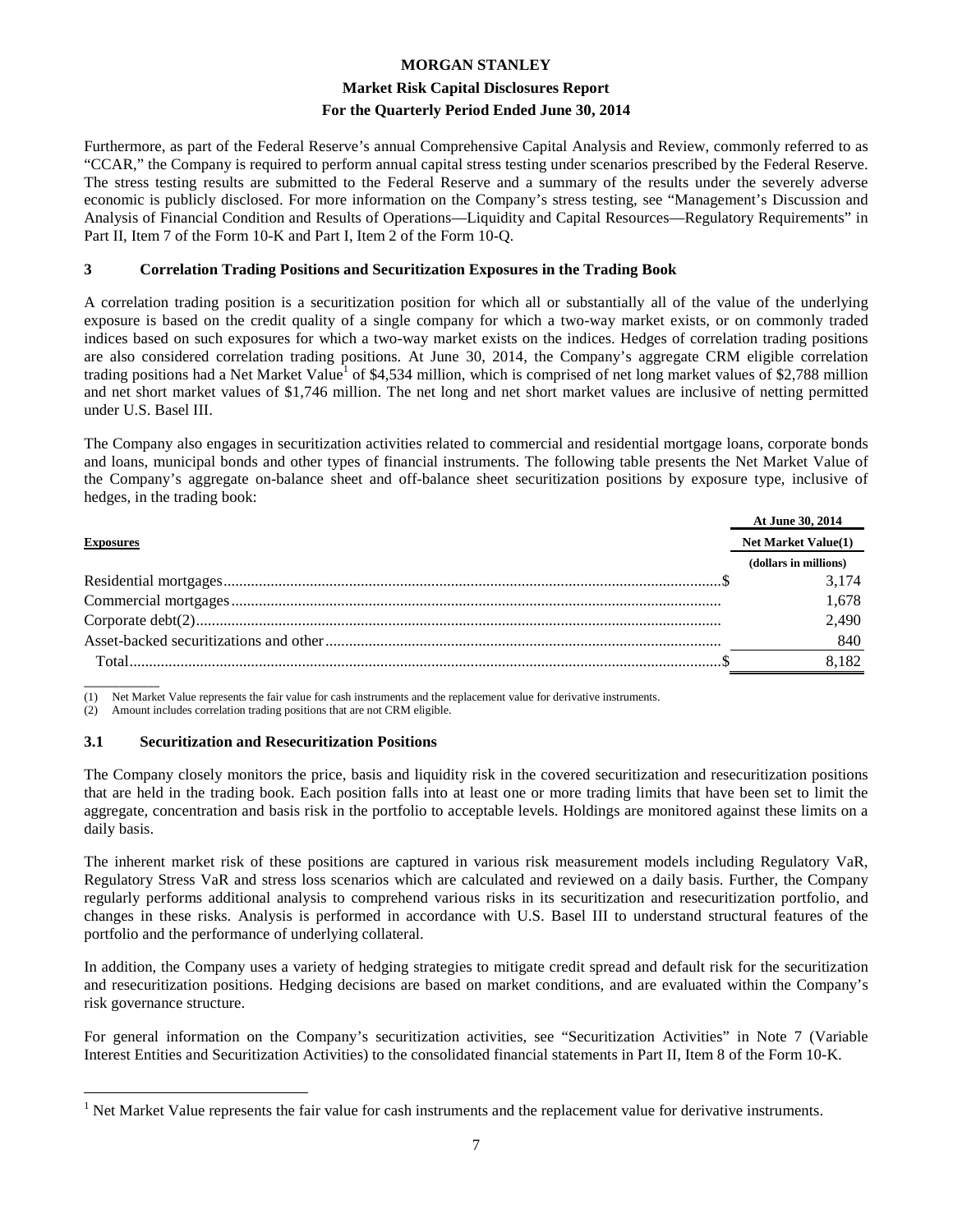Furthermore, as part of the Federal Reserve's annual Comprehensive Capital Analysis and Review, commonly referred to as "CCAR," the Company is required to perform annual capital stress testing under scenarios prescribed by the Federal Reserve. The stress testing results are submitted to the Federal Reserve and a summary of the results under the severely adverse economic is publicly disclosed. For more information on the Company's stress testing, see "Management's Discussion and Analysis of Financial Condition and Results of Operations—Liquidity and Capital Resources—Regulatory Requirements" in Part II, Item 7 of the Form 10-K and Part I, Item 2 of the Form 10-Q.

## 3 Correlation Trading Positions and Securitization Exposures in the Trading Book

A correlation trading position is a securitization position for which all or substantially all of the value of the underlying exposure is based on the credit quality of a single company for which a two-way market exists, or on commonly traded indices based on such exposures for which a two-way market exists on the indices. Hedges of correlation trading positions are also considered correlation trading positions. At June 30, 2014, the Company's aggregate CRM eligible correlation trading positions had a Net Market Value[1] of $4,534 million, which is comprised of net long market values of $2,788 million and net short market values of $1,746 million. The net long and net short market values are inclusive of netting permitted under U.S. Basel III.

The Company also engages in securitization activities related to commercial and residential mortgage loans, corporate bonds and loans, municipal bonds and other types of financial instruments. The following table presents the Net Market Value of the Company's aggregate on-balance sheet and off-balance sheet securitization positions by exposure type, inclusive of hedges, in the trading book:

| Exposures | At June 30, 2014 Net Market Value(1) (dollars in millions) |
|---|---|
| Residential mortgages | $ 3,174 |
| Commercial mortgages | 1,678 |
| Corporate debt(2) | 2,490 |
| Asset-backed securitizations and other | 840 |
| Total | $ 8,182 |

(1) Net Market Value represents the fair value for cash instruments and the replacement value for derivative instruments.
(2) Amount includes correlation trading positions that are not CRM eligible.

### 3.1 Securitization and Resecuritization Positions

The Company closely monitors the price, basis and liquidity risk in the covered securitization and resecuritization positions that are held in the trading book. Each position falls into at least one or more trading limits that have been set to limit the aggregate, concentration and basis risk in the portfolio to acceptable levels. Holdings are monitored against these limits on a daily basis.

The inherent market risk of these positions are captured in various risk measurement models including Regulatory VaR, Regulatory Stress VaR and stress loss scenarios which are calculated and reviewed on a daily basis. Further, the Company regularly performs additional analysis to comprehend various risks in its securitization and resecuritization portfolio, and changes in these risks. Analysis is performed in accordance with U.S. Basel III to understand structural features of the portfolio and the performance of underlying collateral.

In addition, the Company uses a variety of hedging strategies to mitigate credit spread and default risk for the securitization and resecuritization positions. Hedging decisions are based on market conditions, and are evaluated within the Company's risk governance structure.

For general information on the Company's securitization activities, see "Securitization Activities" in Note 7 (Variable Interest Entities and Securitization Activities) to the consolidated financial statements in Part II, Item 8 of the Form 10-K.

[1] Net Market Value represents the fair value for cash instruments and the replacement value for derivative instruments.